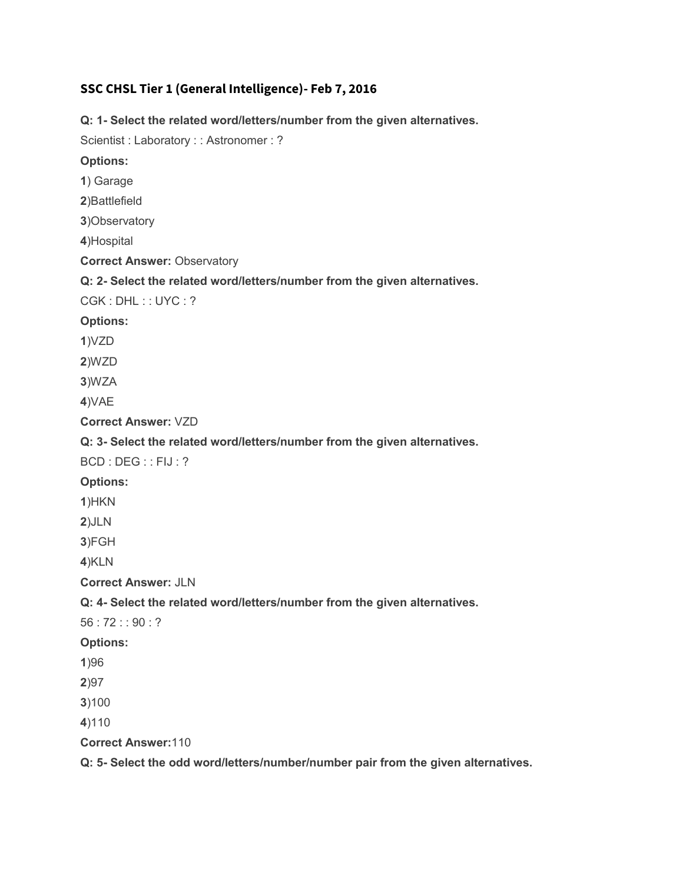# SSC CHSL Tier 1 (General Intelligence)- Feb 7, 2016

**Q: 1- Select the related word/letters/number from the given alternatives.**

Scientist : Laboratory : : Astronomer : ?

**Options:**

**1**) Garage

**2**)Battlefield

**3**)Observatory

**4**)Hospital

**Correct Answer:** Observatory

**Q: 2- Select the related word/letters/number from the given alternatives.**

CGK : DHL : : UYC : ?

**Options:**

**1**)VZD

**2**)WZD

**3**)WZA

**4**)VAE

**Correct Answer:** VZD

**Q: 3- Select the related word/letters/number from the given alternatives.**

BCD : DEG : : FIJ : ?

**Options:**

**1**)HKN

**2**)JLN

**3**)FGH

**4**)KLN

**Correct Answer:** JLN

**Q: 4- Select the related word/letters/number from the given alternatives.**

56 : 72 : : 90 : ?

**Options:**

**1**)96

**2**)97

**3**)100

**4**)110

**Correct Answer:**110

**Q: 5- Select the odd word/letters/number/number pair from the given alternatives.**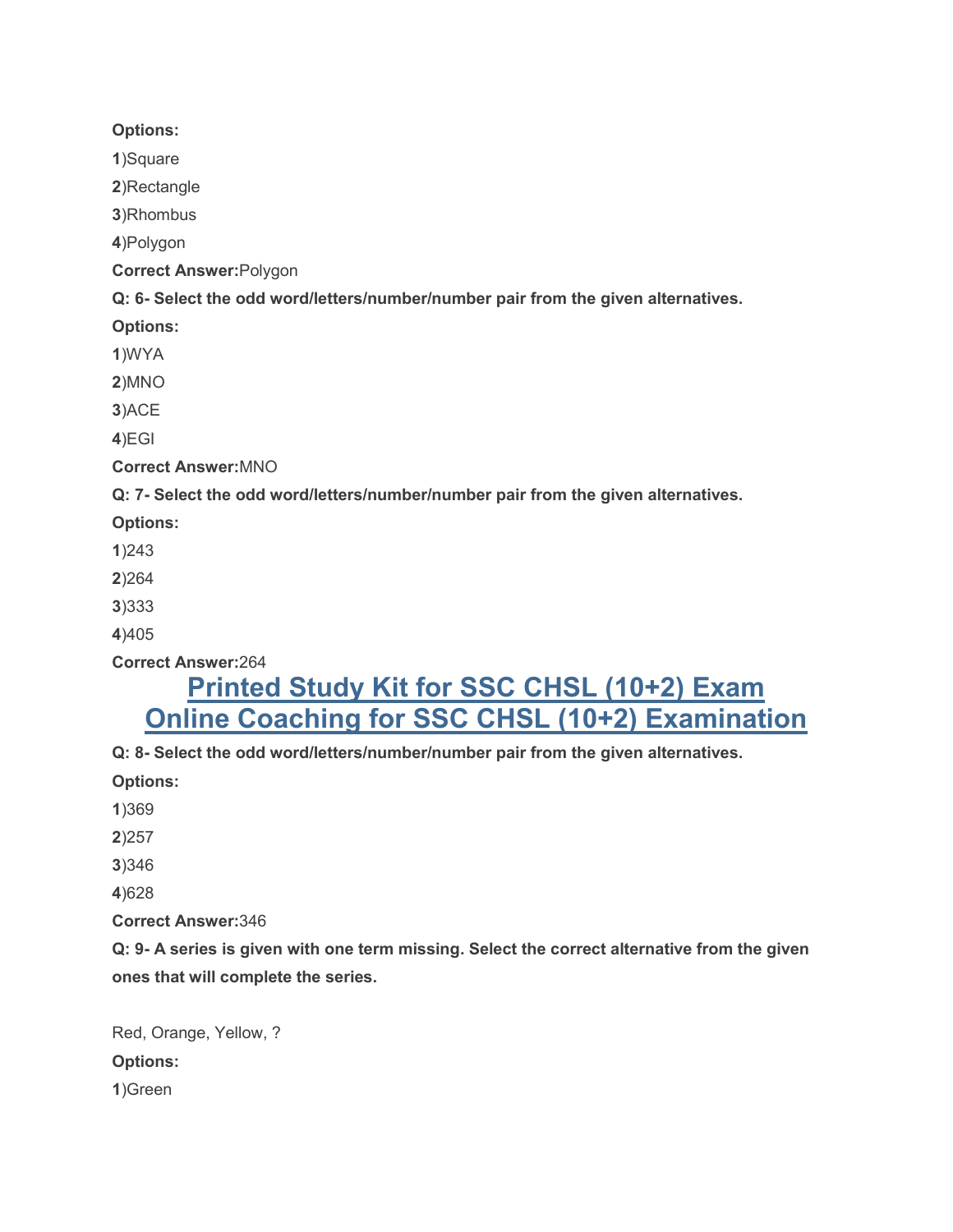**Options:**

**1**)Square

**2**)Rectangle

**3**)Rhombus

**4**)Polygon

**Correct Answer:**Polygon

**Q: 6- Select the odd word/letters/number/number pair from the given alternatives.**

**Options:**

**1**)WYA

**2**)MNO

**3**)ACE

**4**)EGI

**Correct Answer:**MNO

**Q: 7- Select the odd word/letters/number/number pair from the given alternatives.**

**Options:**

**1**)243

**2**)264

**3**)333

**4**)405

**Correct Answer:**264

## [Printed Study Kit for SSC CHSL (10+2) Exam]()
## [Online Coaching for SSC CHSL (10+2) Examination]()

**Q: 8- Select the odd word/letters/number/number pair from the given alternatives.**

**Options:**

**1**)369

**2**)257

**3**)346

**4**)628

**Correct Answer:**346

**Q: 9- A series is given with one term missing. Select the correct alternative from the given ones that will complete the series.**

Red, Orange, Yellow, ?

**Options:**

**1**)Green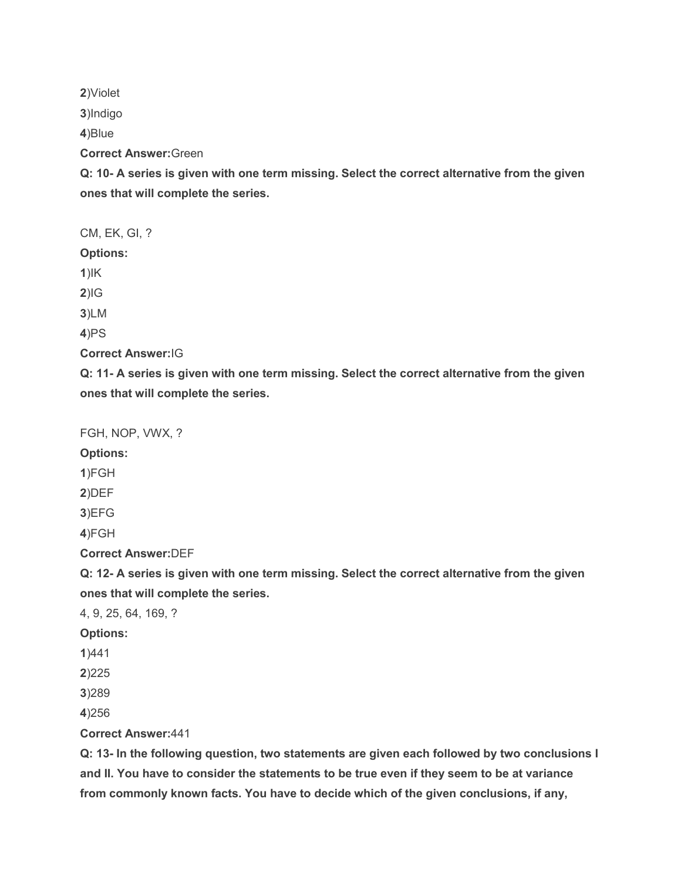**2**)Violet

**3**)Indigo

**4**)Blue

**Correct Answer:**Green

**Q: 10- A series is given with one term missing. Select the correct alternative from the given ones that will complete the series.**

CM, EK, GI, ?

**Options:**

**1**)IK

**2**)IG

**3**)LM

**4**)PS

**Correct Answer:**IG

**Q: 11- A series is given with one term missing. Select the correct alternative from the given ones that will complete the series.**

FGH, NOP, VWX, ?

**Options:**

**1**)FGH

**2**)DEF

**3**)EFG

**4**)FGH

**Correct Answer:**DEF

**Q: 12- A series is given with one term missing. Select the correct alternative from the given ones that will complete the series.**

4, 9, 25, 64, 169, ?

**Options:**

**1**)441

**2**)225

**3**)289

**4**)256

**Correct Answer:**441

**Q: 13- In the following question, two statements are given each followed by two conclusions I and II. You have to consider the statements to be true even if they seem to be at variance from commonly known facts. You have to decide which of the given conclusions, if any,**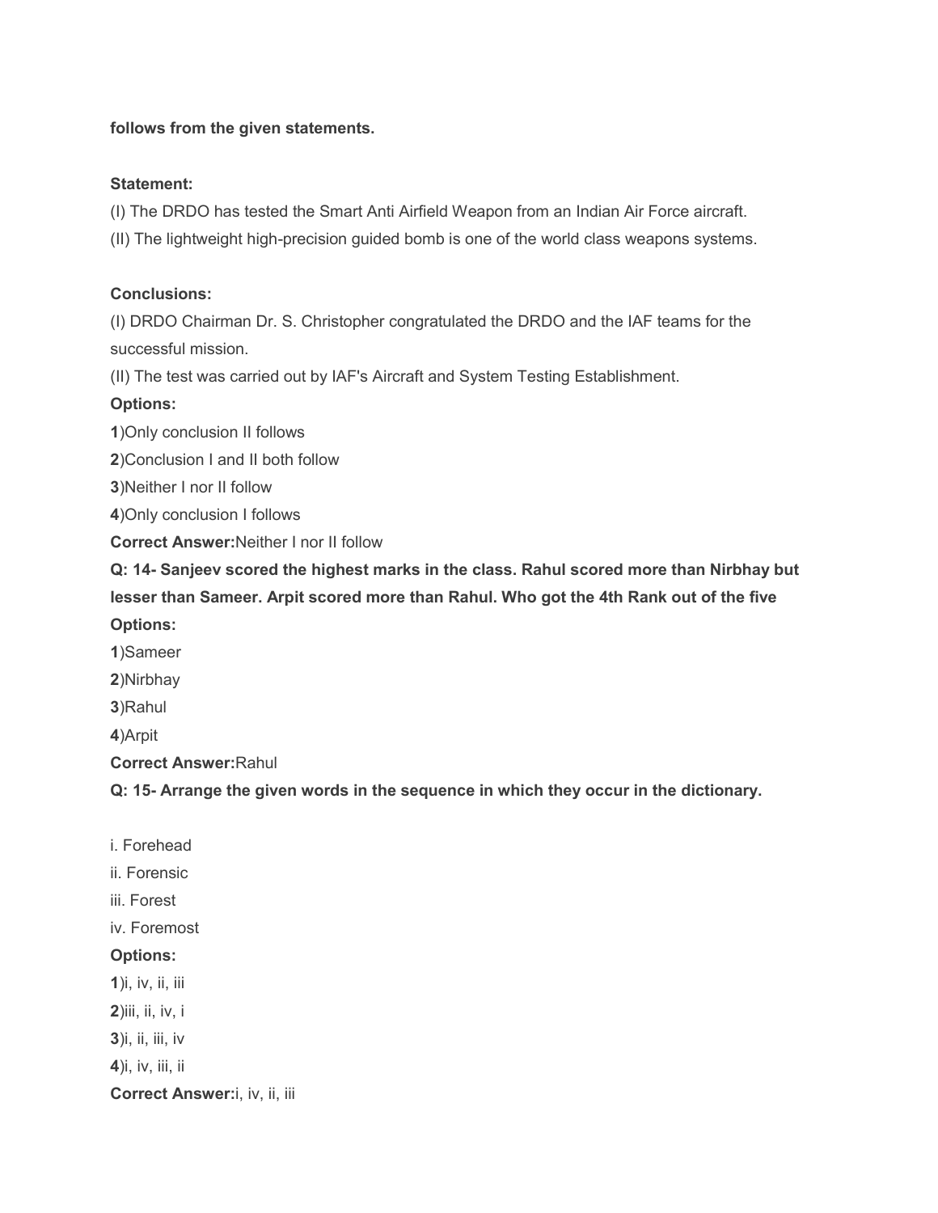**follows from the given statements.**

**Statement:**

(I) The DRDO has tested the Smart Anti Airfield Weapon from an Indian Air Force aircraft.

(II) The lightweight high-precision guided bomb is one of the world class weapons systems.

**Conclusions:**

(I) DRDO Chairman Dr. S. Christopher congratulated the DRDO and the IAF teams for the successful mission.

(II) The test was carried out by IAF's Aircraft and System Testing Establishment.

**Options:**

**1**)Only conclusion II follows

**2**)Conclusion I and II both follow

**3**)Neither I nor II follow

**4**)Only conclusion I follows

**Correct Answer:**Neither I nor II follow

**Q: 14- Sanjeev scored the highest marks in the class. Rahul scored more than Nirbhay but lesser than Sameer. Arpit scored more than Rahul. Who got the 4th Rank out of the five**

**Options:**

**1**)Sameer

**2**)Nirbhay

**3**)Rahul

**4**)Arpit

**Correct Answer:**Rahul

**Q: 15- Arrange the given words in the sequence in which they occur in the dictionary.**

i. Forehead

ii. Forensic

iii. Forest

iv. Foremost

**Options:**

**1**)i, iv, ii, iii

**2**)iii, ii, iv, i

**3**)i, ii, iii, iv

**4**)i, iv, iii, ii

**Correct Answer:**i, iv, ii, iii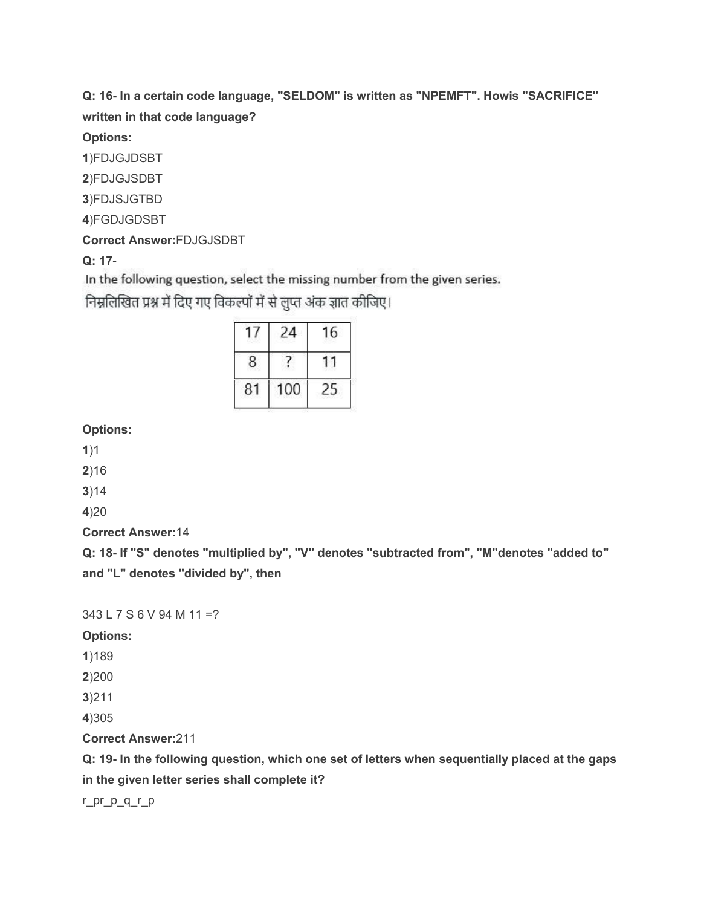**Q: 16- In a certain code language, "SELDOM" is written as "NPEMFT". Howis "SACRIFICE" written in that code language?**

**Options:**

**1**)FDJGJDSBT

**2**)FDJGJSDBT

**3**)FDJSJGTBD

**4**)FGDJGDSBT

**Correct Answer:**FDJGJSDBT

**Q: 17**-

In the following question, select the missing number from the given series.

निम्नलिखित प्रश्न में दिए गए विकल्पों में से लुप्त अंक ज्ञात कीजिए।

| 17 | 24 | 16 |
|---|---|---|
| 8 | ? | 11 |
| 81 | 100 | 25 |

**Options:**

**1**)1

**2**)16

**3**)14

**4**)20

**Correct Answer:**14

**Q: 18- If "S" denotes "multiplied by", "V" denotes "subtracted from", "M"denotes "added to" and "L" denotes "divided by", then**

343 L 7 S 6 V 94 M 11 =?

**Options:**

**1**)189

**2**)200

**3**)211

**4**)305

**Correct Answer:**211

**Q: 19- In the following question, which one set of letters when sequentially placed at the gaps in the given letter series shall complete it?**

r_pr_p_q_r_p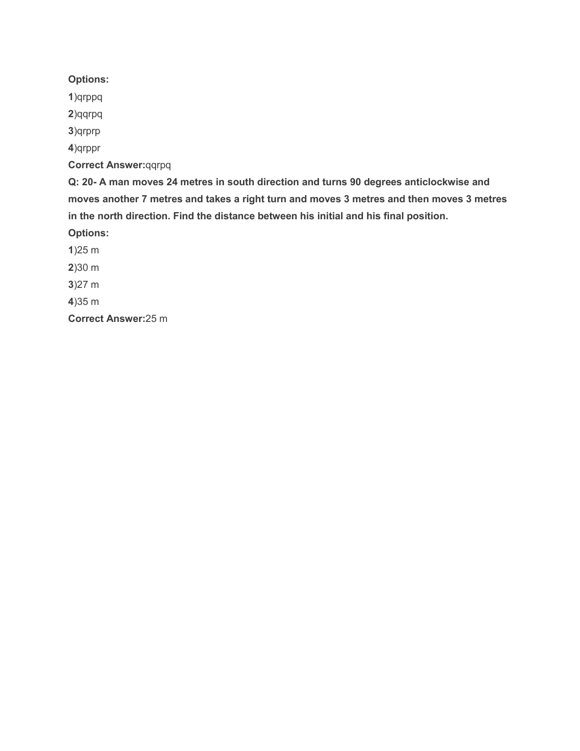**Options:**

**1**)qrppq

**2**)qqrpq

**3**)qrprp

**4**)qrppr

**Correct Answer:**qqrpq

**Q: 20- A man moves 24 metres in south direction and turns 90 degrees anticlockwise and moves another 7 metres and takes a right turn and moves 3 metres and then moves 3 metres in the north direction. Find the distance between his initial and his final position.**

**Options:**

**1**)25 m

**2**)30 m

**3**)27 m

**4**)35 m

**Correct Answer:**25 m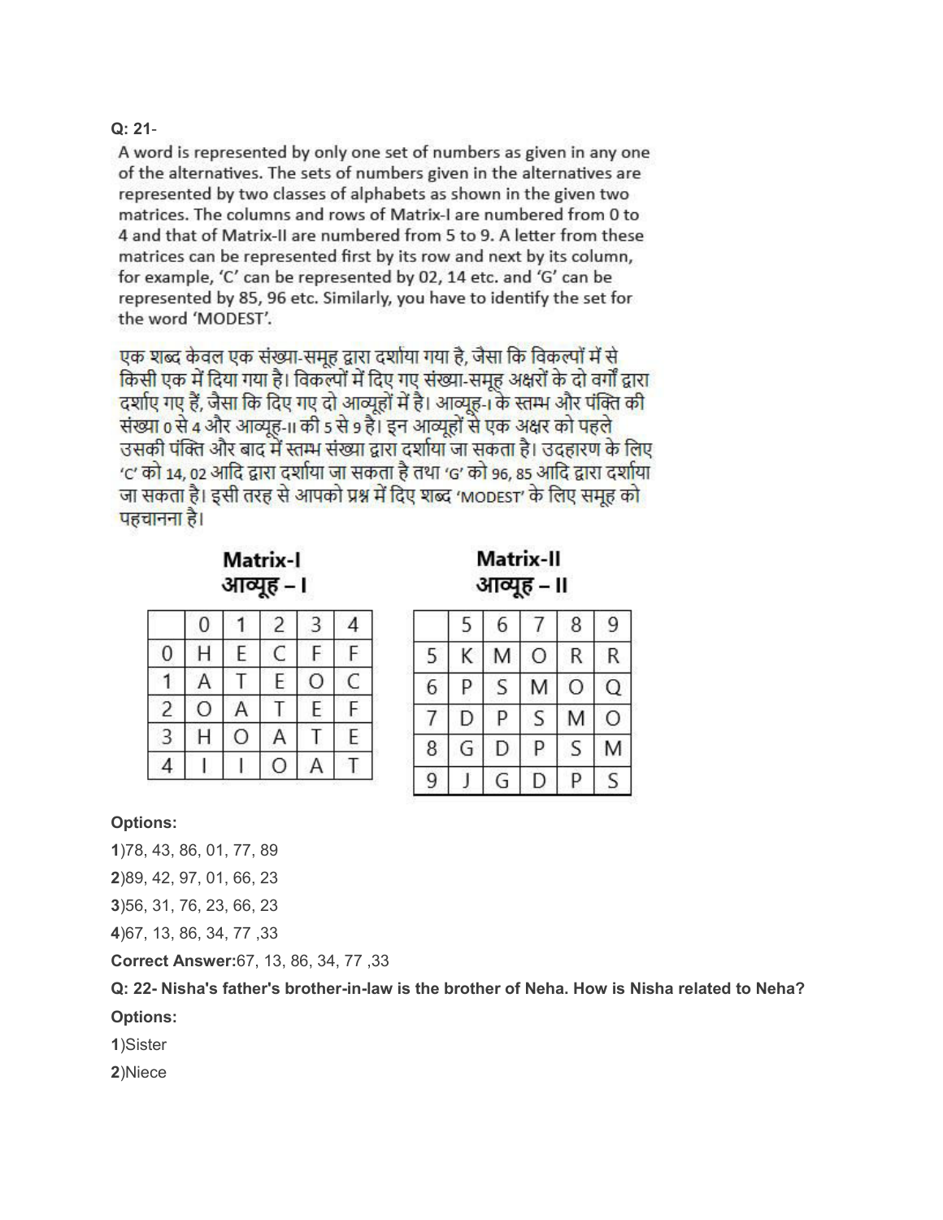**Q: 21-**

A word is represented by only one set of numbers as given in any one of the alternatives. The sets of numbers given in the alternatives are represented by two classes of alphabets as shown in the given two matrices. The columns and rows of Matrix-I are numbered from 0 to 4 and that of Matrix-II are numbered from 5 to 9. A letter from these matrices can be represented first by its row and next by its column, for example, 'C' can be represented by 02, 14 etc. and 'G' can be represented by 85, 96 etc. Similarly, you have to identify the set for the word 'MODEST'.

एक शब्द केवल एक संख्या-समूह द्वारा दर्शाया गया है, जैसा कि विकल्पों में से किसी एक में दिया गया है। विकल्पों में दिए गए संख्या-समूह अक्षरों के दो वर्गों द्वारा दर्शाए गए हैं, जैसा कि दिए गए दो आव्यूहों में है। आव्यूह-I के स्तम्भ और पंक्ति की संख्या 0 से 4 और आव्यूह-II की 5 से 9 है। इन आव्यूहों से एक अक्षर को पहले उसकी पंक्ति और बाद में स्तम्भ संख्या द्वारा दर्शाया जा सकता है। उदहारण के लिए 'C' को 14, 02 आदि द्वारा दर्शाया जा सकता है तथा 'G' को 96, 85 आदि द्वारा दर्शाया जा सकता है। इसी तरह से आपको प्रश्न में दिए शब्द 'MODEST' के लिए समूह को पहचानना है।

**Matrix-I**
**आव्यूह – I**

| | 0 | 1 | 2 | 3 | 4 |
|---|---|---|---|---|---|
| 0 | H | E | C | F | F |
| 1 | A | T | E | O | C |
| 2 | O | A | T | E | F |
| 3 | H | O | A | T | E |
| 4 | I | I | O | A | T |

**Matrix-II**
**आव्यूह – II**

| | 5 | 6 | 7 | 8 | 9 |
|---|---|---|---|---|---|
| 5 | K | M | O | R | R |
| 6 | P | S | M | O | Q |
| 7 | D | P | S | M | O |
| 8 | G | D | P | S | M |
| 9 | J | G | D | P | S |

**Options:**

**1**)78, 43, 86, 01, 77, 89

**2**)89, 42, 97, 01, 66, 23

**3**)56, 31, 76, 23, 66, 23

**4**)67, 13, 86, 34, 77 ,33

**Correct Answer:**67, 13, 86, 34, 77 ,33

**Q: 22- Nisha's father's brother-in-law is the brother of Neha. How is Nisha related to Neha?**

**Options:**

**1**)Sister

**2**)Niece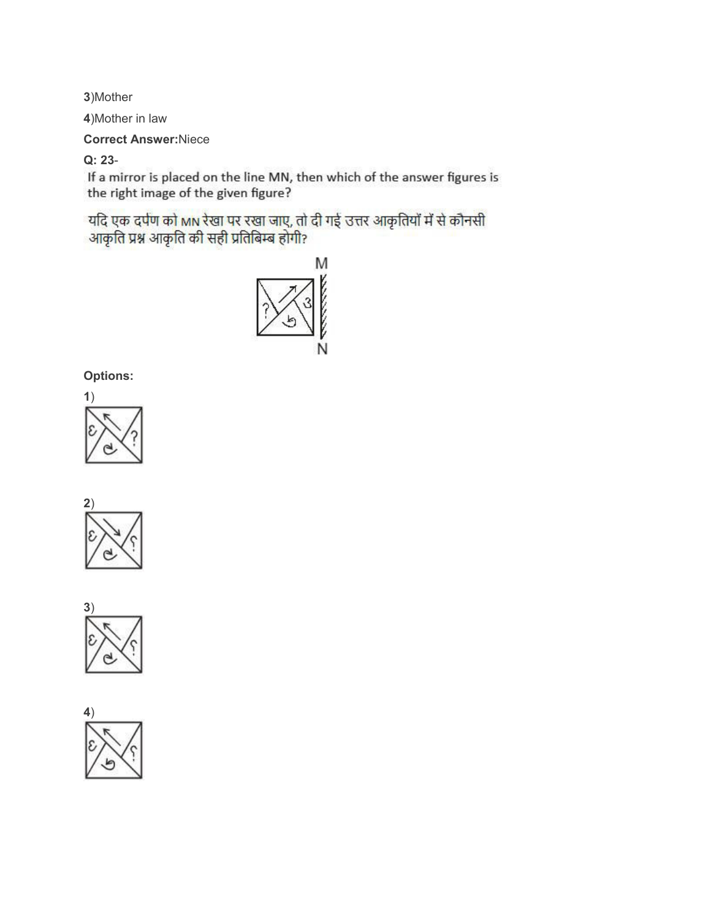3)Mother

4)Mother in law

**Correct Answer:**Niece

**Q: 23-**

If a mirror is placed on the line MN, then which of the answer figures is the right image of the given figure?

यदि एक दर्पण को MN रेखा पर रखा जाए, तो दी गई उत्तर आकृतियों में से कौनसी आकृति प्रश्न आकृति की सही प्रतिबिम्ब होगी?

**Options:**

1)

2)

3)

4)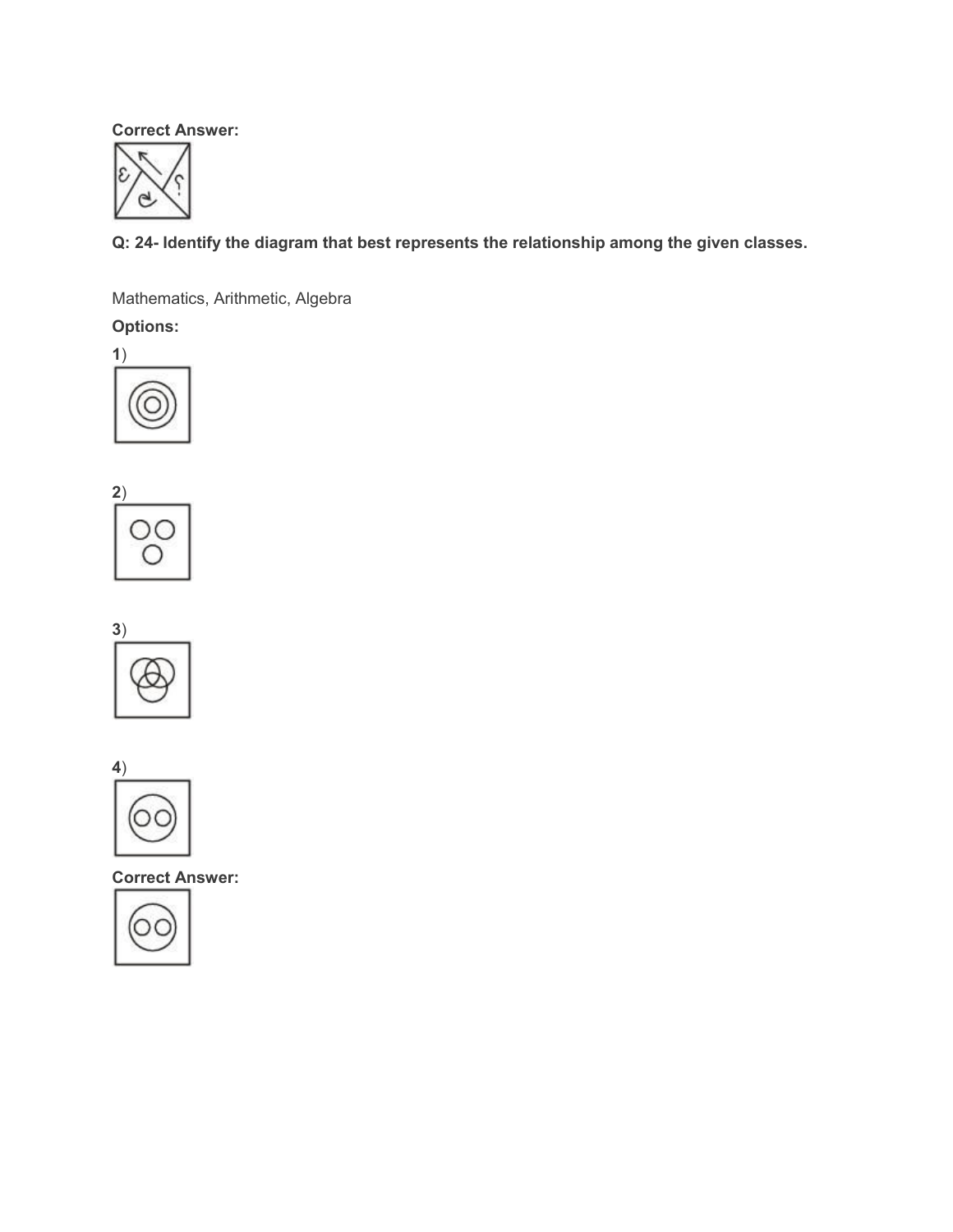**Correct Answer:**

**Q: 24- Identify the diagram that best represents the relationship among the given classes.**

Mathematics, Arithmetic, Algebra

**Options:**

**1**)

**2**)

**3**)

**4**)

**Correct Answer:**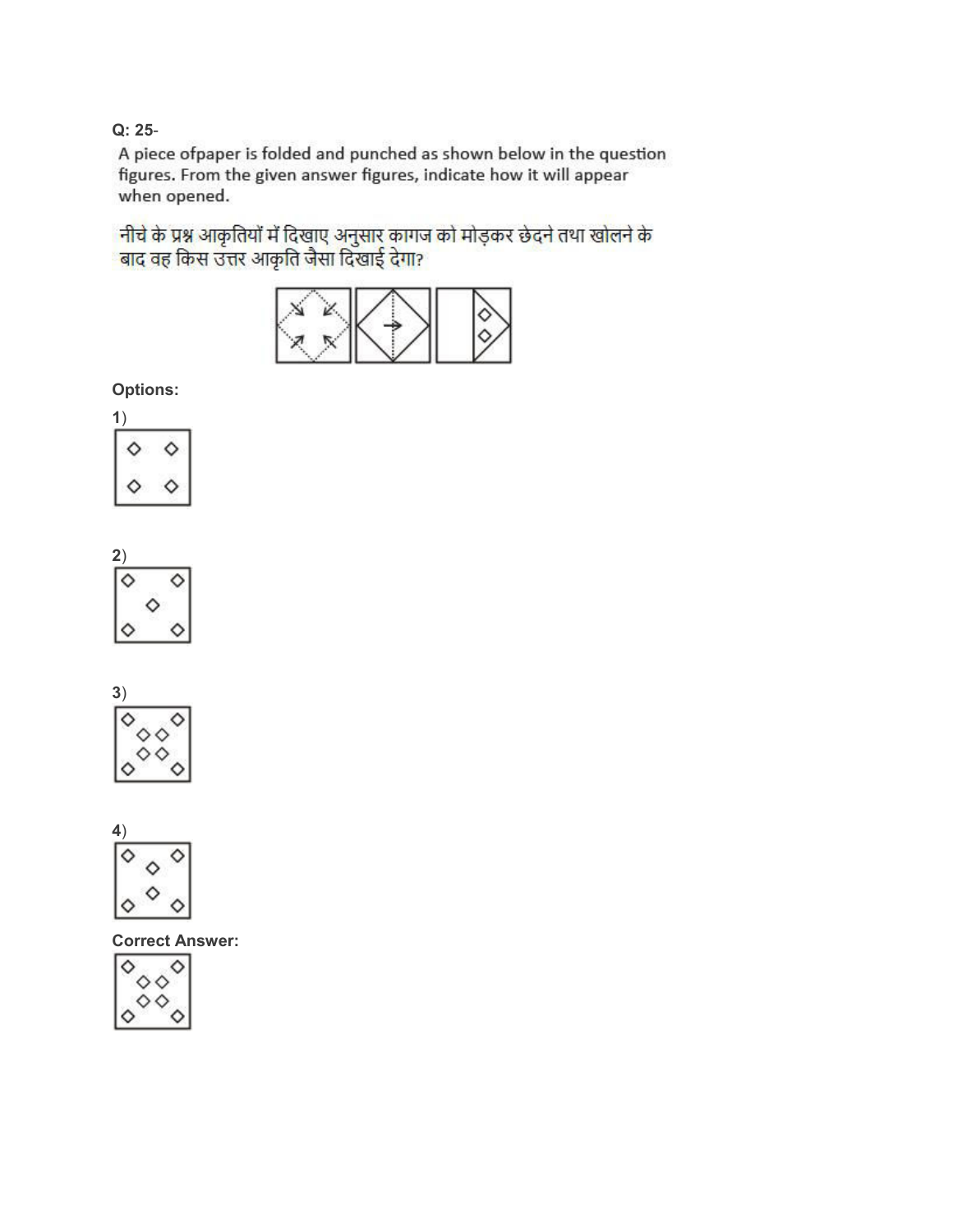**Q: 25-**

A piece ofpaper is folded and punched as shown below in the question figures. From the given answer figures, indicate how it will appear when opened.

नीचे के प्रश्न आकृतियों में दिखाए अनुसार कागज को मोड़कर छेदने तथा खोलने के बाद वह किस उत्तर आकृति जैसा दिखाई देगा?

**Options:**

**1**)

**2**)

**3**)

**4**)

**Correct Answer:**